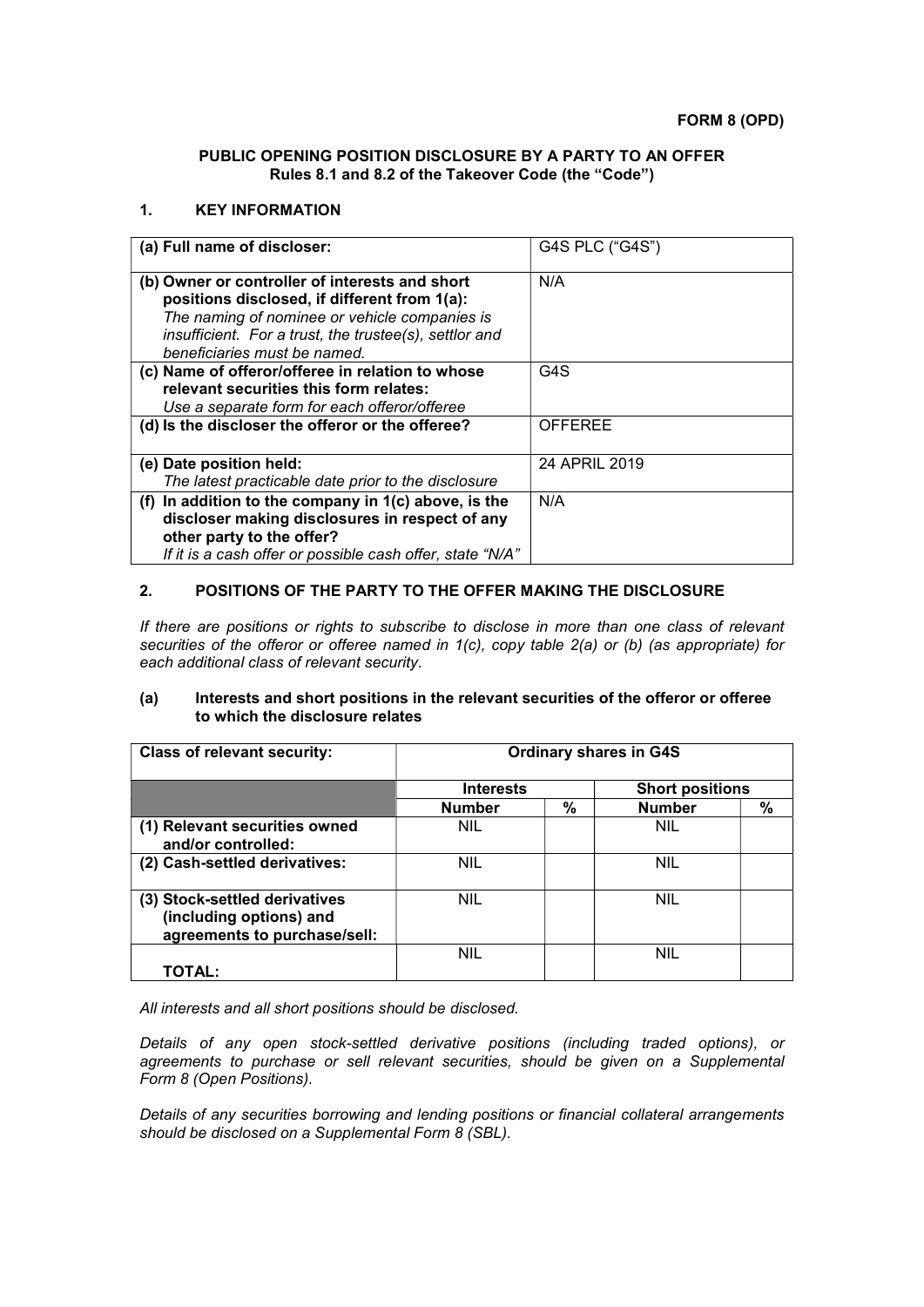**FORM 8 (OPD)**

**PUBLIC OPENING POSITION DISCLOSURE BY A PARTY TO AN OFFER**
**Rules 8.1 and 8.2 of the Takeover Code (the "Code")**

## 1. KEY INFORMATION

| | |
|---|---|
| **(a) Full name of discloser:** | G4S PLC ("G4S") |
| **(b) Owner or controller of interests and short positions disclosed, if different from 1(a):** *The naming of nominee or vehicle companies is insufficient. For a trust, the trustee(s), settlor and beneficiaries must be named.* | N/A |
| **(c) Name of offeror/offeree in relation to whose relevant securities this form relates:** *Use a separate form for each offeror/offeree* | G4S |
| **(d) Is the discloser the offeror or the offeree?** | OFFEREE |
| **(e) Date position held:** *The latest practicable date prior to the disclosure* | 24 APRIL 2019 |
| **(f) In addition to the company in 1(c) above, is the discloser making disclosures in respect of any other party to the offer?** *If it is a cash offer or possible cash offer, state "N/A"* | N/A |

## 2. POSITIONS OF THE PARTY TO THE OFFER MAKING THE DISCLOSURE

*If there are positions or rights to subscribe to disclose in more than one class of relevant securities of the offeror or offeree named in 1(c), copy table 2(a) or (b) (as appropriate) for each additional class of relevant security.*

### (a) Interests and short positions in the relevant securities of the offeror or offeree to which the disclosure relates

| **Class of relevant security:** | **Ordinary shares in G4S** | | | |
|---|---|---|---|---|
| | **Interests** | | **Short positions** | |
| | **Number** | **%** | **Number** | **%** |
| **(1) Relevant securities owned and/or controlled:** | NIL | | NIL | |
| **(2) Cash-settled derivatives:** | NIL | | NIL | |
| **(3) Stock-settled derivatives (including options) and agreements to purchase/sell:** | NIL | | NIL | |
| **TOTAL:** | NIL | | NIL | |

*All interests and all short positions should be disclosed.*

*Details of any open stock-settled derivative positions (including traded options), or agreements to purchase or sell relevant securities, should be given on a Supplemental Form 8 (Open Positions).*

*Details of any securities borrowing and lending positions or financial collateral arrangements should be disclosed on a Supplemental Form 8 (SBL).*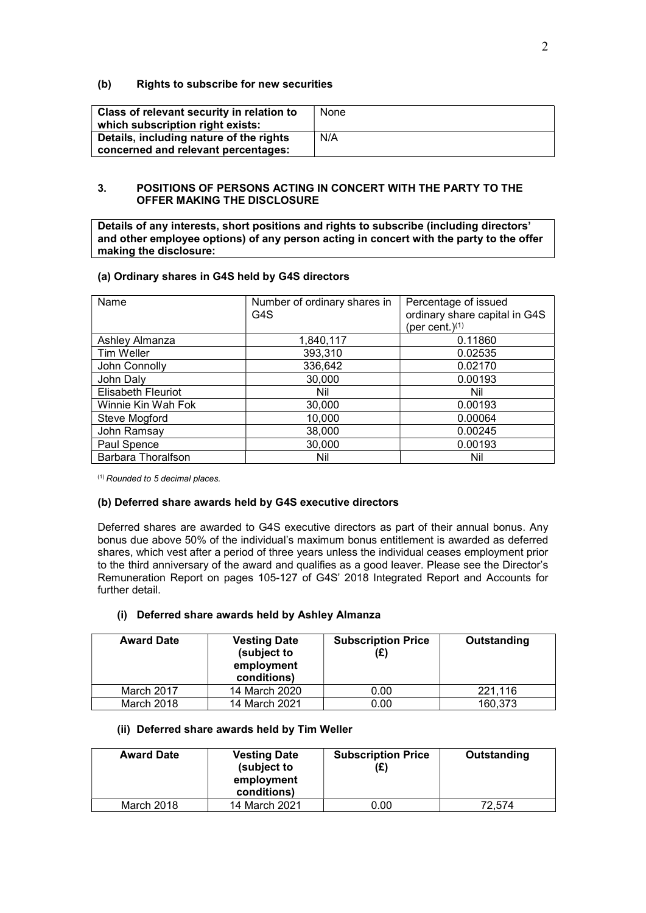### (b) Rights to subscribe for new securities

| | |
|---|---|
| **Class of relevant security in relation to which subscription right exists:** | None |
| **Details, including nature of the rights concerned and relevant percentages:** | N/A |

## 3. POSITIONS OF PERSONS ACTING IN CONCERT WITH THE PARTY TO THE OFFER MAKING THE DISCLOSURE

**Details of any interests, short positions and rights to subscribe (including directors' and other employee options) of any person acting in concert with the party to the offer making the disclosure:**

### (a) Ordinary shares in G4S held by G4S directors

| Name | Number of ordinary shares in G4S | Percentage of issued ordinary share capital in G4S (per cent.)[1] |
|---|---|---|
| Ashley Almanza | 1,840,117 | 0.11860 |
| Tim Weller | 393,310 | 0.02535 |
| John Connolly | 336,642 | 0.02170 |
| John Daly | 30,000 | 0.00193 |
| Elisabeth Fleuriot | Nil | Nil |
| Winnie Kin Wah Fok | 30,000 | 0.00193 |
| Steve Mogford | 10,000 | 0.00064 |
| John Ramsay | 38,000 | 0.00245 |
| Paul Spence | 30,000 | 0.00193 |
| Barbara Thoralfson | Nil | Nil |

[1] *Rounded to 5 decimal places.*

### (b) Deferred share awards held by G4S executive directors

Deferred shares are awarded to G4S executive directors as part of their annual bonus. Any bonus due above 50% of the individual's maximum bonus entitlement is awarded as deferred shares, which vest after a period of three years unless the individual ceases employment prior to the third anniversary of the award and qualifies as a good leaver. Please see the Director's Remuneration Report on pages 105-127 of G4S' 2018 Integrated Report and Accounts for further detail.

#### (i) Deferred share awards held by Ashley Almanza

| Award Date | Vesting Date (subject to employment conditions) | Subscription Price (£) | Outstanding |
|---|---|---|---|
| March 2017 | 14 March 2020 | 0.00 | 221,116 |
| March 2018 | 14 March 2021 | 0.00 | 160,373 |

#### (ii) Deferred share awards held by Tim Weller

| Award Date | Vesting Date (subject to employment conditions) | Subscription Price (£) | Outstanding |
|---|---|---|---|
| March 2018 | 14 March 2021 | 0.00 | 72,574 |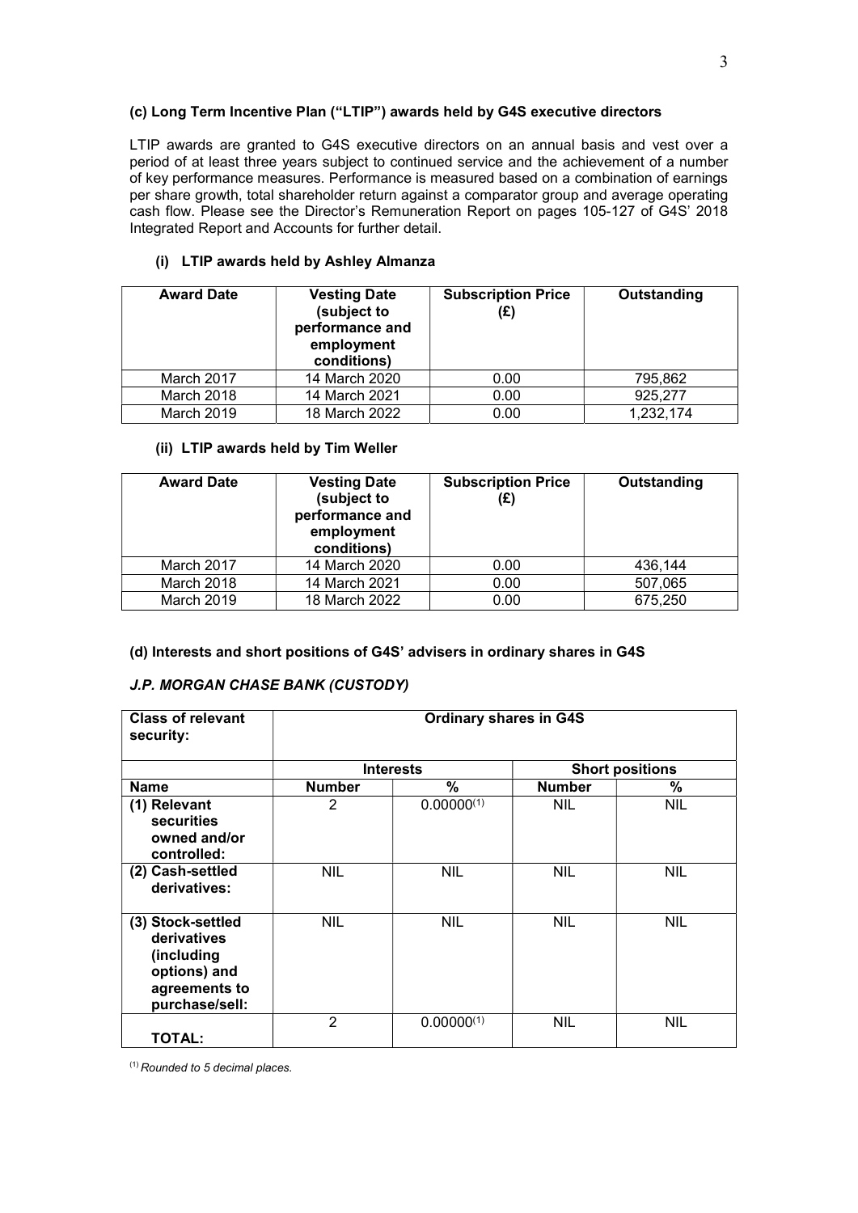### (c) Long Term Incentive Plan ("LTIP") awards held by G4S executive directors

LTIP awards are granted to G4S executive directors on an annual basis and vest over a period of at least three years subject to continued service and the achievement of a number of key performance measures. Performance is measured based on a combination of earnings per share growth, total shareholder return against a comparator group and average operating cash flow. Please see the Director's Remuneration Report on pages 105-127 of G4S' 2018 Integrated Report and Accounts for further detail.

#### (i) LTIP awards held by Ashley Almanza

| Award Date | Vesting Date (subject to performance and employment conditions) | Subscription Price (£) | Outstanding |
|---|---|---|---|
| March 2017 | 14 March 2020 | 0.00 | 795,862 |
| March 2018 | 14 March 2021 | 0.00 | 925,277 |
| March 2019 | 18 March 2022 | 0.00 | 1,232,174 |

#### (ii) LTIP awards held by Tim Weller

| Award Date | Vesting Date (subject to performance and employment conditions) | Subscription Price (£) | Outstanding |
|---|---|---|---|
| March 2017 | 14 March 2020 | 0.00 | 436,144 |
| March 2018 | 14 March 2021 | 0.00 | 507,065 |
| March 2019 | 18 March 2022 | 0.00 | 675,250 |

### (d) Interests and short positions of G4S' advisers in ordinary shares in G4S

***J.P. MORGAN CHASE BANK (CUSTODY)***

| **Class of relevant security:** | **Ordinary shares in G4S** | | | |
|---|---|---|---|---|
| | **Interests** | | **Short positions** | |
| **Name** | **Number** | **%** | **Number** | **%** |
| **(1) Relevant securities owned and/or controlled:** | 2 | 0.00000[(1)] | NIL | NIL |
| **(2) Cash-settled derivatives:** | NIL | NIL | NIL | NIL |
| **(3) Stock-settled derivatives (including options) and agreements to purchase/sell:** | NIL | NIL | NIL | NIL |
| **TOTAL:** | 2 | 0.00000[(1)] | NIL | NIL |

[(1)] *Rounded to 5 decimal places.*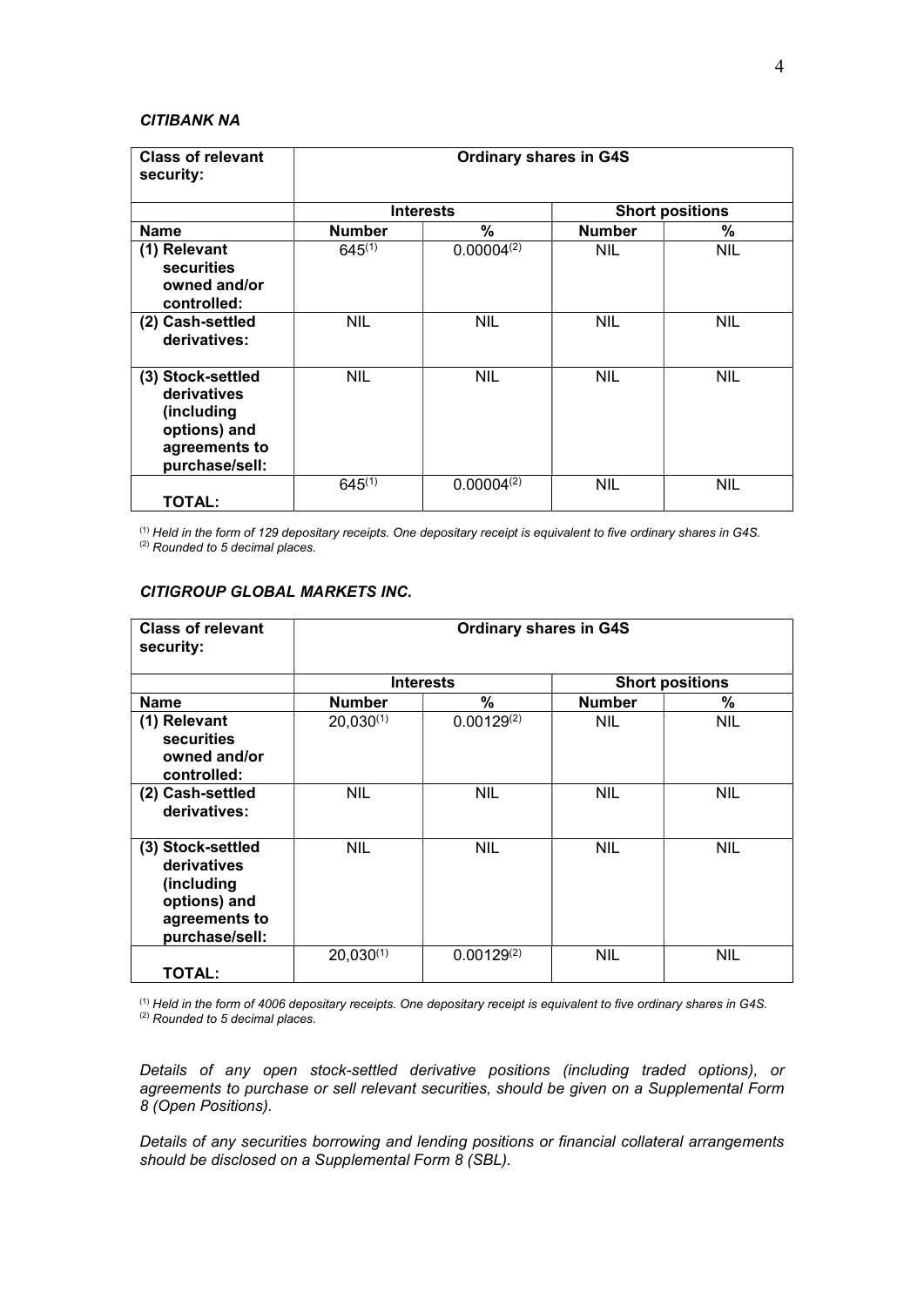***CITIBANK NA***

| **Class of relevant security:** | **Ordinary shares in G4S** | | | |
|---|---|---|---|---|
| | **Interests** | | **Short positions** | |
| **Name** | **Number** | **%** | **Number** | **%** |
| **(1) Relevant securities owned and/or controlled:** | 645[(1)] | 0.00004[(2)] | NIL | NIL |
| **(2) Cash-settled derivatives:** | NIL | NIL | NIL | NIL |
| **(3) Stock-settled derivatives (including options) and agreements to purchase/sell:** | NIL | NIL | NIL | NIL |
| **TOTAL:** | 645[(1)] | 0.00004[(2)] | NIL | NIL |

[(1)] *Held in the form of 129 depositary receipts. One depositary receipt is equivalent to five ordinary shares in G4S.*
[(2)] *Rounded to 5 decimal places.*

***CITIGROUP GLOBAL MARKETS INC.***

| **Class of relevant security:** | **Ordinary shares in G4S** | | | |
|---|---|---|---|---|
| | **Interests** | | **Short positions** | |
| **Name** | **Number** | **%** | **Number** | **%** |
| **(1) Relevant securities owned and/or controlled:** | 20,030[(1)] | 0.00129[(2)] | NIL | NIL |
| **(2) Cash-settled derivatives:** | NIL | NIL | NIL | NIL |
| **(3) Stock-settled derivatives (including options) and agreements to purchase/sell:** | NIL | NIL | NIL | NIL |
| **TOTAL:** | 20,030[(1)] | 0.00129[(2)] | NIL | NIL |

[(1)] *Held in the form of 4006 depositary receipts. One depositary receipt is equivalent to five ordinary shares in G4S.*
[(2)] *Rounded to 5 decimal places.*

*Details of any open stock-settled derivative positions (including traded options), or agreements to purchase or sell relevant securities, should be given on a Supplemental Form 8 (Open Positions).*

*Details of any securities borrowing and lending positions or financial collateral arrangements should be disclosed on a Supplemental Form 8 (SBL).*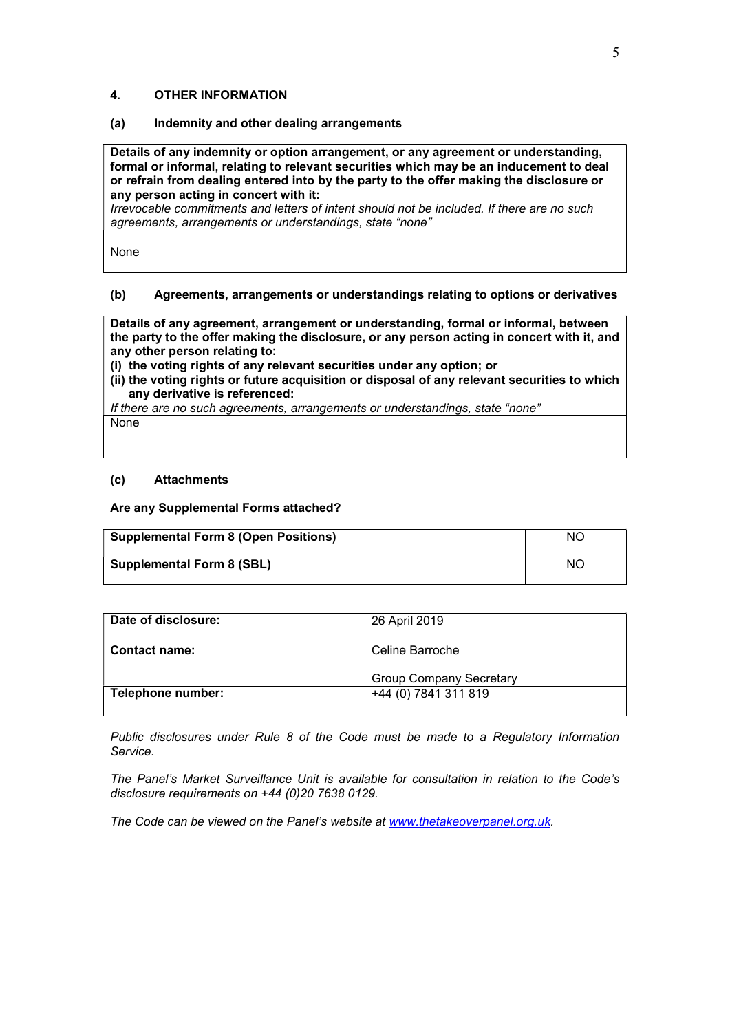## 4. OTHER INFORMATION

### (a) Indemnity and other dealing arrangements

| |
|---|
| **Details of any indemnity or option arrangement, or any agreement or understanding, formal or informal, relating to relevant securities which may be an inducement to deal or refrain from dealing entered into by the party to the offer making the disclosure or any person acting in concert with it:**<br>*Irrevocable commitments and letters of intent should not be included. If there are no such agreements, arrangements or understandings, state "none"* |
| None |

### (b) Agreements, arrangements or understandings relating to options or derivatives

| |
|---|
| **Details of any agreement, arrangement or understanding, formal or informal, between the party to the offer making the disclosure, or any person acting in concert with it, and any other person relating to:**<br>**(i) the voting rights of any relevant securities under any option; or**<br>**(ii) the voting rights or future acquisition or disposal of any relevant securities to which any derivative is referenced:**<br>*If there are no such agreements, arrangements or understandings, state "none"* |
| None |

### (c) Attachments

**Are any Supplemental Forms attached?**

| | |
|---|---|
| **Supplemental Form 8 (Open Positions)** | NO |
| **Supplemental Form 8 (SBL)** | NO |

| | |
|---|---|
| **Date of disclosure:** | 26 April 2019 |
| **Contact name:** | Celine Barroche<br><br>Group Company Secretary |
| **Telephone number:** | +44 (0) 7841 311 819 |

*Public disclosures under Rule 8 of the Code must be made to a Regulatory Information Service.*

*The Panel's Market Surveillance Unit is available for consultation in relation to the Code's disclosure requirements on +44 (0)20 7638 0129.*

*The Code can be viewed on the Panel's website at www.thetakeoverpanel.org.uk.*